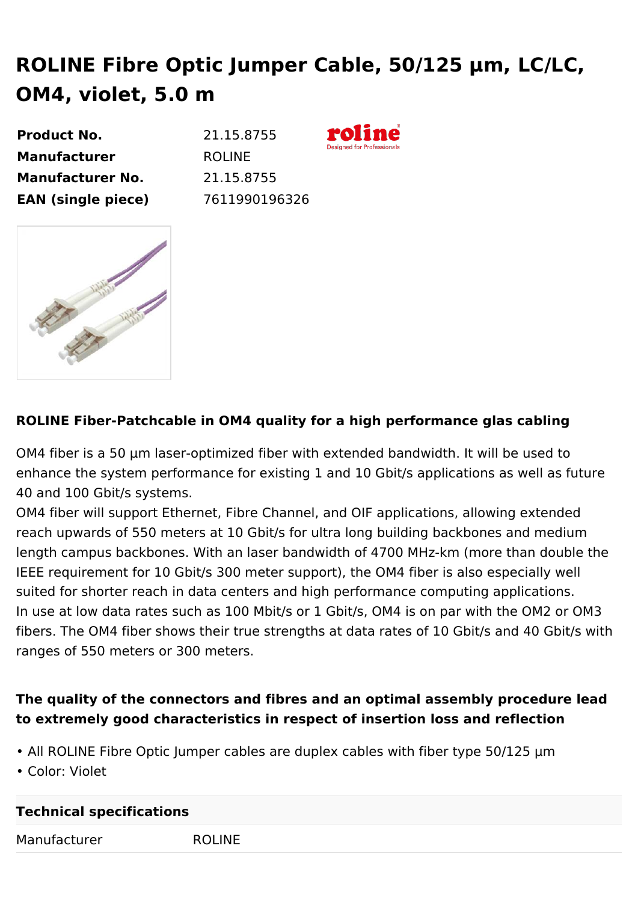# ROLINE Fibre Optic Jumper Cable, 50/125 µm, LC/LC, OM4, violet, 5.0 m

| | |
|---|---|
| **Product No.** | 21.15.8755 |
| **Manufacturer** | ROLINE |
| **Manufacturer No.** | 21.15.8755 |
| **EAN (single piece)** | 7611990196326 |

**ROLINE Fiber-Patchcable in OM4 quality for a high performance glas cabling**

OM4 fiber is a 50 µm laser-optimized fiber with extended bandwidth. It will be used to enhance the system performance for existing 1 and 10 Gbit/s applications as well as future 40 and 100 Gbit/s systems.
OM4 fiber will support Ethernet, Fibre Channel, and OIF applications, allowing extended reach upwards of 550 meters at 10 Gbit/s for ultra long building backbones and medium length campus backbones. With an laser bandwidth of 4700 MHz-km (more than double the IEEE requirement for 10 Gbit/s 300 meter support), the OM4 fiber is also especially well suited for shorter reach in data centers and high performance computing applications.
In use at low data rates such as 100 Mbit/s or 1 Gbit/s, OM4 is on par with the OM2 or OM3 fibers. The OM4 fiber shows their true strengths at data rates of 10 Gbit/s and 40 Gbit/s with ranges of 550 meters or 300 meters.

**The quality of the connectors and fibres and an optimal assembly procedure lead to extremely good characteristics in respect of insertion loss and reflection**

- All ROLINE Fibre Optic Jumper cables are duplex cables with fiber type 50/125 µm
- Color: Violet

| Technical specifications | |
|---|---|
| Manufacturer | ROLINE |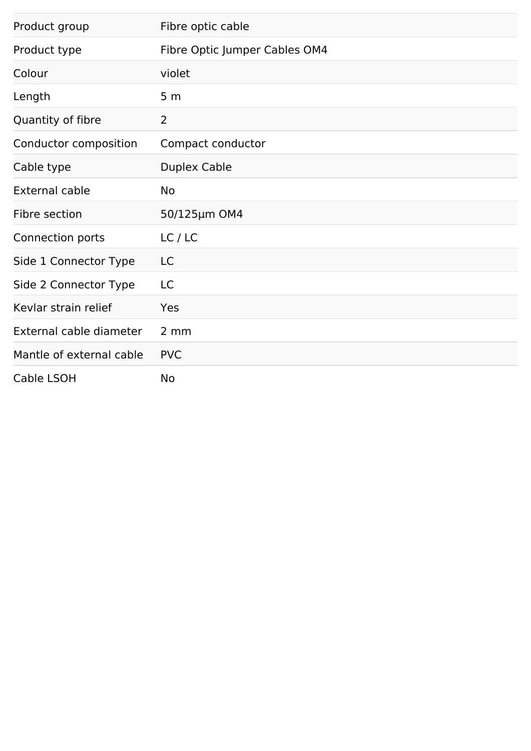| | |
|---|---|
| Product group | Fibre optic cable |
| Product type | Fibre Optic Jumper Cables OM4 |
| Colour | violet |
| Length | 5 m |
| Quantity of fibre | 2 |
| Conductor composition | Compact conductor |
| Cable type | Duplex Cable |
| External cable | No |
| Fibre section | 50/125µm OM4 |
| Connection ports | LC / LC |
| Side 1 Connector Type | LC |
| Side 2 Connector Type | LC |
| Kevlar strain relief | Yes |
| External cable diameter | 2 mm |
| Mantle of external cable | PVC |
| Cable LSOH | No |